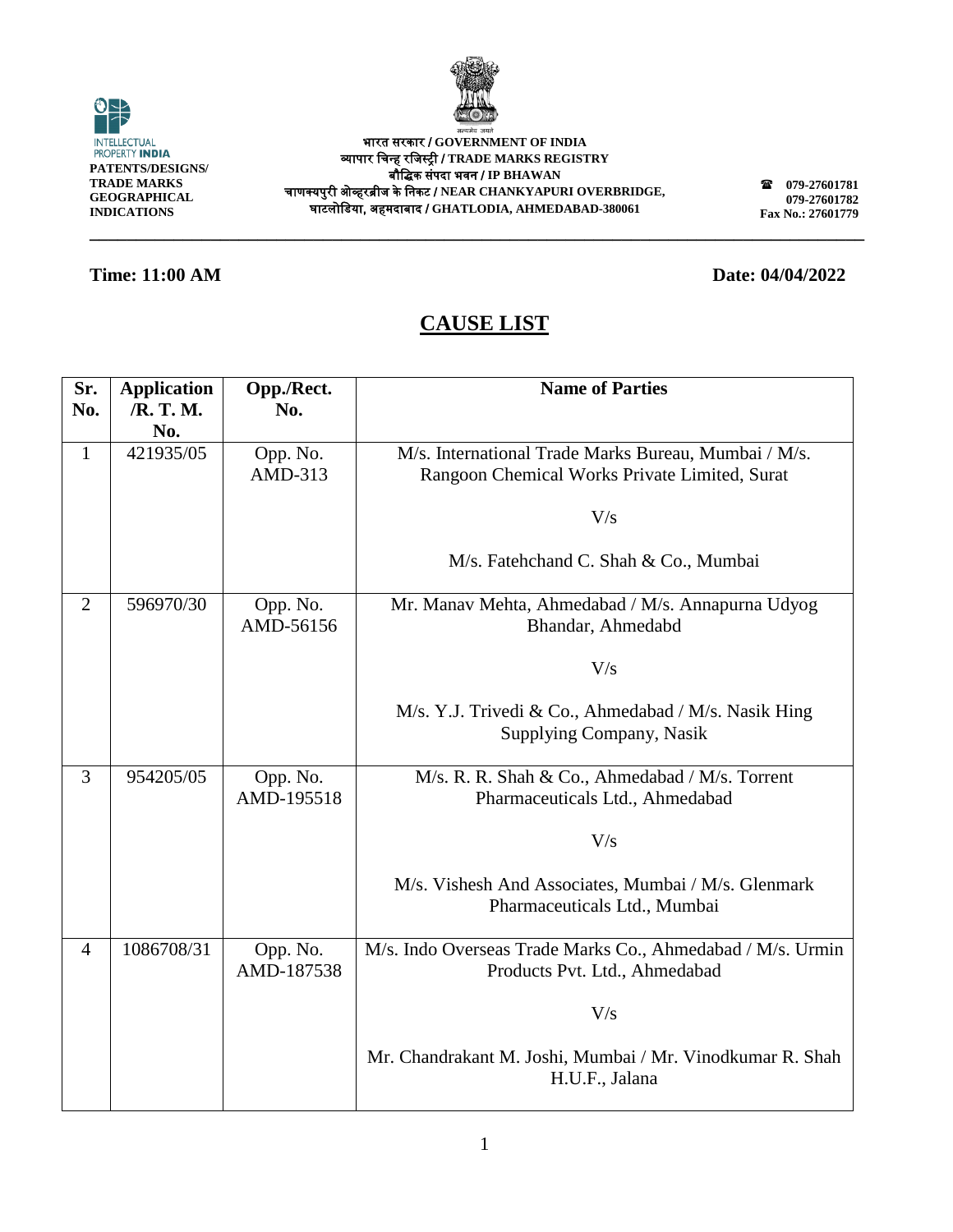INTELLECTUAL PROPERTY INDIA
**PATENTS/DESIGNS/ TRADE MARKS GEOGRAPHICAL INDICATIONS**

**भारत सरकार / GOVERNMENT OF INDIA**
**व्यापार चिन्ह रजिस्ट्री / TRADE MARKS REGISTRY**
**बौद्धिक संपदा भवन / IP BHAWAN**
**चाणक्यपुरी ओव्हरब्रीज के निकट / NEAR CHANKYAPURI OVERBRIDGE,**
**घाटलोडिया, अहमदाबाद / GHATLODIA, AHMEDABAD-380061**

**079-27601781**
**079-27601782**
**Fax No.: 27601779**

**Time: 11:00 AM** **Date: 04/04/2022**

# CAUSE LIST

| Sr. No. | Application /R. T. M. No. | Opp./Rect. No. | Name of Parties |
|---|---|---|---|
| 1 | 421935/05 | Opp. No. AMD-313 | M/s. International Trade Marks Bureau, Mumbai / M/s. Rangoon Chemical Works Private Limited, Surat<br><br>V/s<br><br>M/s. Fatehchand C. Shah & Co., Mumbai |
| 2 | 596970/30 | Opp. No. AMD-56156 | Mr. Manav Mehta, Ahmedabad / M/s. Annapurna Udyog Bhandar, Ahmedabd<br><br>V/s<br><br>M/s. Y.J. Trivedi & Co., Ahmedabad / M/s. Nasik Hing Supplying Company, Nasik |
| 3 | 954205/05 | Opp. No. AMD-195518 | M/s. R. R. Shah & Co., Ahmedabad / M/s. Torrent Pharmaceuticals Ltd., Ahmedabad<br><br>V/s<br><br>M/s. Vishesh And Associates, Mumbai / M/s. Glenmark Pharmaceuticals Ltd., Mumbai |
| 4 | 1086708/31 | Opp. No. AMD-187538 | M/s. Indo Overseas Trade Marks Co., Ahmedabad / M/s. Urmin Products Pvt. Ltd., Ahmedabad<br><br>V/s<br><br>Mr. Chandrakant M. Joshi, Mumbai / Mr. Vinodkumar R. Shah H.U.F., Jalana |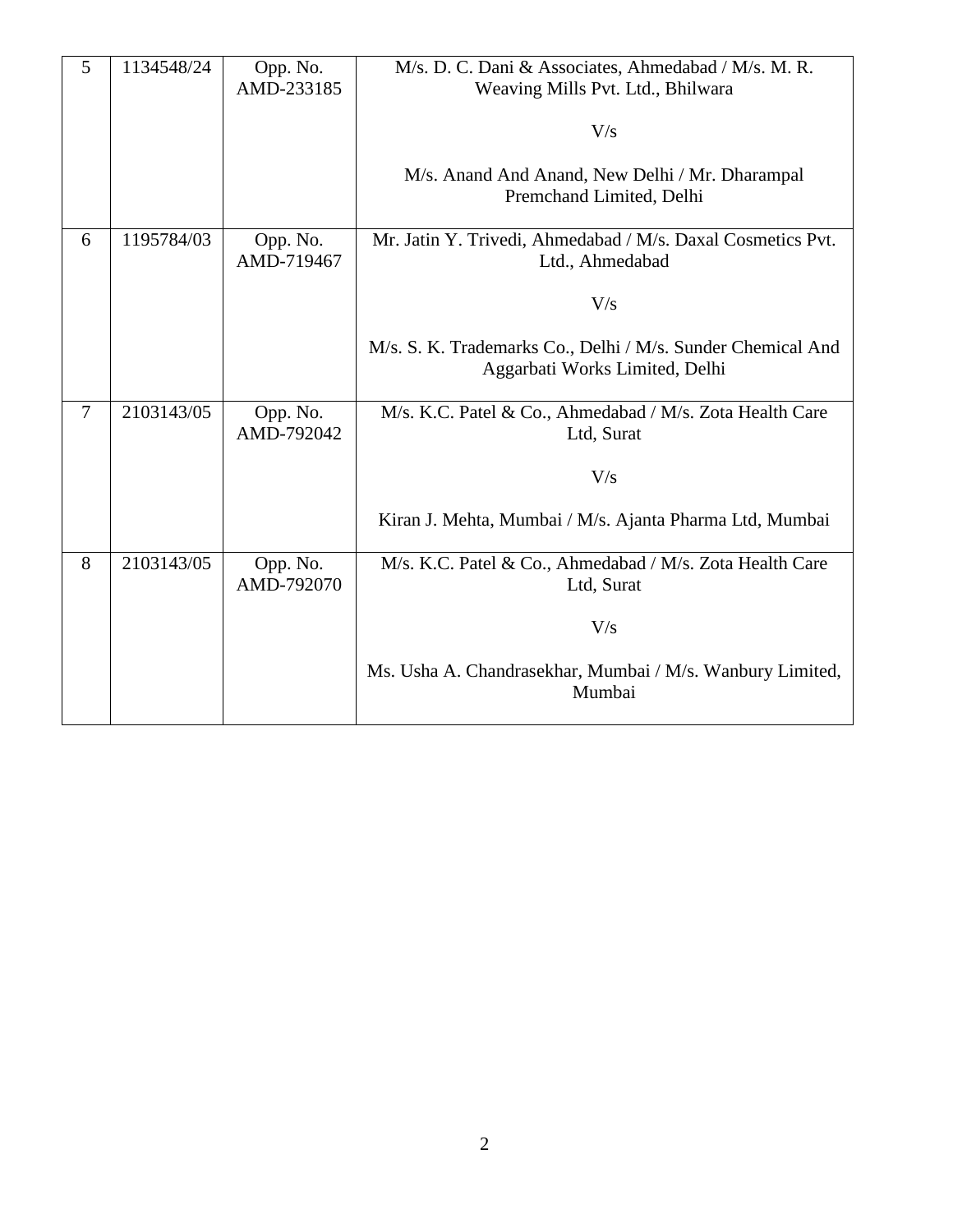| 5 | 1134548/24 | Opp. No. AMD-233185 | M/s. D. C. Dani & Associates, Ahmedabad / M/s. M. R. Weaving Mills Pvt. Ltd., Bhilwara<br><br>V/s<br><br>M/s. Anand And Anand, New Delhi / Mr. Dharampal Premchand Limited, Delhi |
|---|---|---|---|
| 6 | 1195784/03 | Opp. No. AMD-719467 | Mr. Jatin Y. Trivedi, Ahmedabad / M/s. Daxal Cosmetics Pvt. Ltd., Ahmedabad<br><br>V/s<br><br>M/s. S. K. Trademarks Co., Delhi / M/s. Sunder Chemical And Aggarbati Works Limited, Delhi |
| 7 | 2103143/05 | Opp. No. AMD-792042 | M/s. K.C. Patel & Co., Ahmedabad / M/s. Zota Health Care Ltd, Surat<br><br>V/s<br><br>Kiran J. Mehta, Mumbai / M/s. Ajanta Pharma Ltd, Mumbai |
| 8 | 2103143/05 | Opp. No. AMD-792070 | M/s. K.C. Patel & Co., Ahmedabad / M/s. Zota Health Care Ltd, Surat<br><br>V/s<br><br>Ms. Usha A. Chandrasekhar, Mumbai / M/s. Wanbury Limited, Mumbai |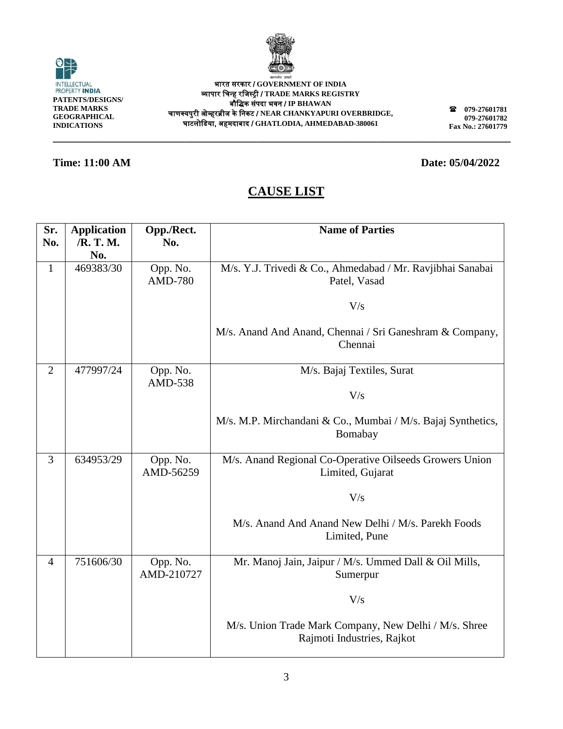INTELLECTUAL PROPERTY INDIA
**PATENTS/DESIGNS/ TRADE MARKS GEOGRAPHICAL INDICATIONS**

सत्यमेव जयते

**भारत सरकार / GOVERNMENT OF INDIA**
**व्यापार चिन्ह रजिस्ट्री / TRADE MARKS REGISTRY**
**बौद्धिक संपदा भवन / IP BHAWAN**
**चाणक्यपुरी ओव्हरब्रीज के निकट / NEAR CHANKYAPURI OVERBRIDGE,**
**घाटलोडिया, अहमदाबाद / GHATLODIA, AHMEDABAD-380061**

**☎ 079-27601781**
**079-27601782**
**Fax No.: 27601779**

**Time: 11:00 AM** **Date: 05/04/2022**

## CAUSE LIST

| Sr. No. | Application /R. T. M. No. | Opp./Rect. No. | Name of Parties |
|---|---|---|---|
| 1 | 469383/30 | Opp. No. AMD-780 | M/s. Y.J. Trivedi & Co., Ahmedabad / Mr. Ravjibhai Sanabai Patel, Vasad<br><br>V/s<br><br>M/s. Anand And Anand, Chennai / Sri Ganeshram & Company, Chennai |
| 2 | 477997/24 | Opp. No. AMD-538 | M/s. Bajaj Textiles, Surat<br><br>V/s<br><br>M/s. M.P. Mirchandani & Co., Mumbai / M/s. Bajaj Synthetics, Bomabay |
| 3 | 634953/29 | Opp. No. AMD-56259 | M/s. Anand Regional Co-Operative Oilseeds Growers Union Limited, Gujarat<br><br>V/s<br><br>M/s. Anand And Anand New Delhi / M/s. Parekh Foods Limited, Pune |
| 4 | 751606/30 | Opp. No. AMD-210727 | Mr. Manoj Jain, Jaipur / M/s. Ummed Dall & Oil Mills, Sumerpur<br><br>V/s<br><br>M/s. Union Trade Mark Company, New Delhi / M/s. Shree Rajmoti Industries, Rajkot |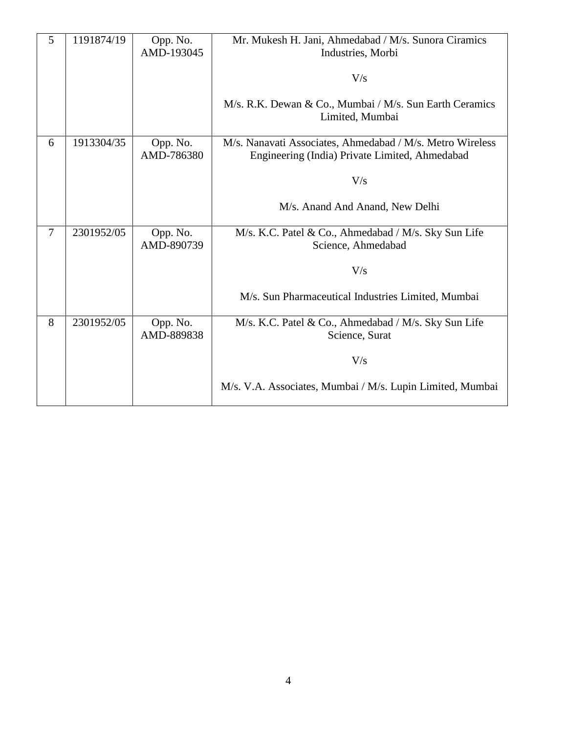| 5 | 1191874/19 | Opp. No. AMD-193045 | Mr. Mukesh H. Jani, Ahmedabad / M/s. Sunora Ciramics Industries, Morbi<br><br>V/s<br><br>M/s. R.K. Dewan & Co., Mumbai / M/s. Sun Earth Ceramics Limited, Mumbai |
|---|---|---|---|
| 6 | 1913304/35 | Opp. No. AMD-786380 | M/s. Nanavati Associates, Ahmedabad / M/s. Metro Wireless Engineering (India) Private Limited, Ahmedabad<br><br>V/s<br><br>M/s. Anand And Anand, New Delhi |
| 7 | 2301952/05 | Opp. No. AMD-890739 | M/s. K.C. Patel & Co., Ahmedabad / M/s. Sky Sun Life Science, Ahmedabad<br><br>V/s<br><br>M/s. Sun Pharmaceutical Industries Limited, Mumbai |
| 8 | 2301952/05 | Opp. No. AMD-889838 | M/s. K.C. Patel & Co., Ahmedabad / M/s. Sky Sun Life Science, Surat<br><br>V/s<br><br>M/s. V.A. Associates, Mumbai / M/s. Lupin Limited, Mumbai |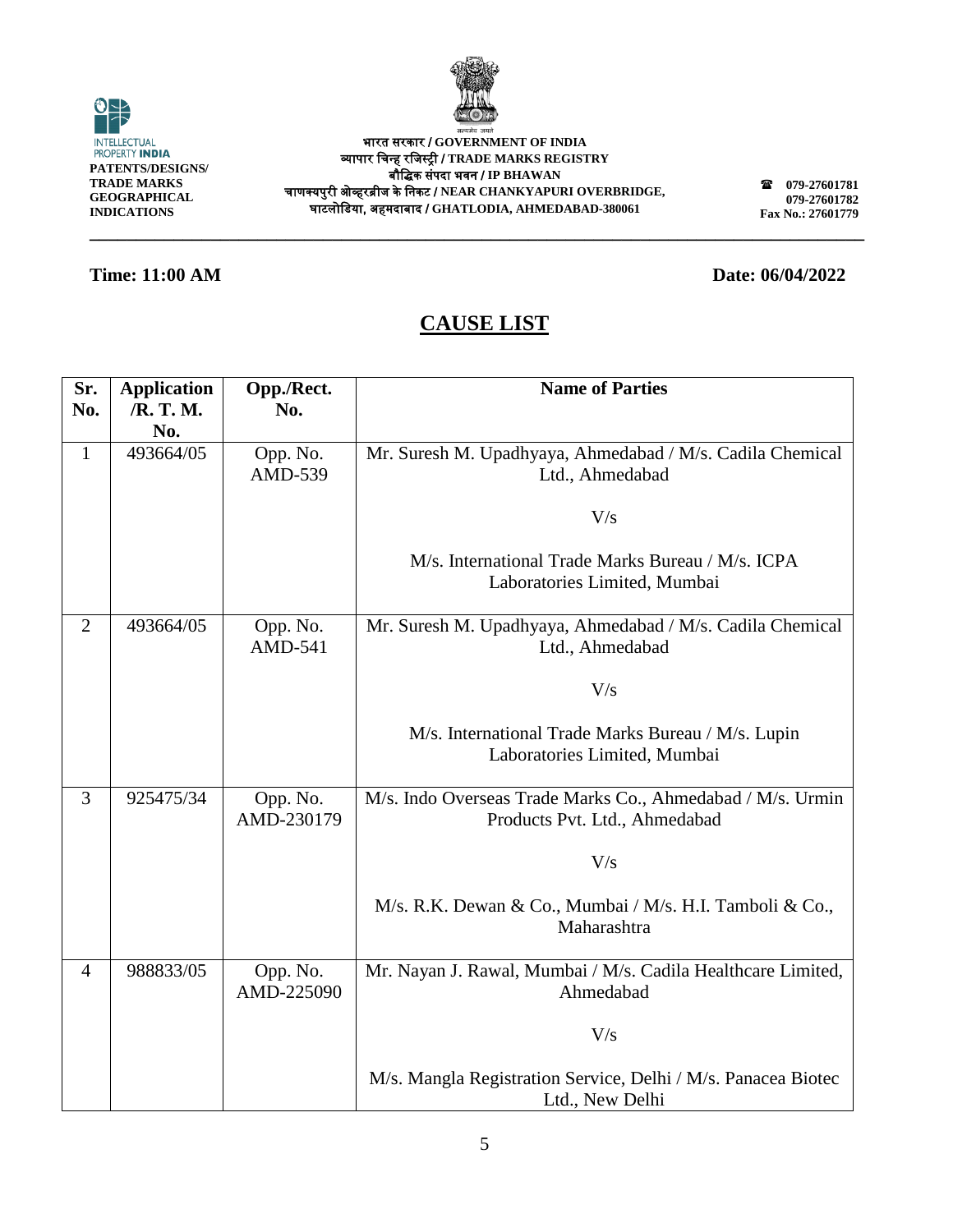PATENTS/DESIGNS/
TRADE MARKS
GEOGRAPHICAL
INDICATIONS

भारत सरकार / GOVERNMENT OF INDIA
व्यापार चिन्ह रजिस्ट्री / TRADE MARKS REGISTRY
बौद्धिक संपदा भवन / IP BHAWAN
चाणक्यपुरी ओव्हरब्रीज के निकट / NEAR CHANKYAPURI OVERBRIDGE,
घाटलोडिया, अहमदाबाद / GHATLODIA, AHMEDABAD-380061

079-27601781
079-27601782
Fax No.: 27601779

**Time: 11:00 AM** **Date: 06/04/2022**

# CAUSE LIST

| Sr. No. | Application /R. T. M. No. | Opp./Rect. No. | Name of Parties |
|---|---|---|---|
| 1 | 493664/05 | Opp. No. AMD-539 | Mr. Suresh M. Upadhyaya, Ahmedabad / M/s. Cadila Chemical Ltd., Ahmedabad<br><br>V/s<br><br>M/s. International Trade Marks Bureau / M/s. ICPA Laboratories Limited, Mumbai |
| 2 | 493664/05 | Opp. No. AMD-541 | Mr. Suresh M. Upadhyaya, Ahmedabad / M/s. Cadila Chemical Ltd., Ahmedabad<br><br>V/s<br><br>M/s. International Trade Marks Bureau / M/s. Lupin Laboratories Limited, Mumbai |
| 3 | 925475/34 | Opp. No. AMD-230179 | M/s. Indo Overseas Trade Marks Co., Ahmedabad / M/s. Urmin Products Pvt. Ltd., Ahmedabad<br><br>V/s<br><br>M/s. R.K. Dewan & Co., Mumbai / M/s. H.I. Tamboli & Co., Maharashtra |
| 4 | 988833/05 | Opp. No. AMD-225090 | Mr. Nayan J. Rawal, Mumbai / M/s. Cadila Healthcare Limited, Ahmedabad<br><br>V/s<br><br>M/s. Mangla Registration Service, Delhi / M/s. Panacea Biotec Ltd., New Delhi |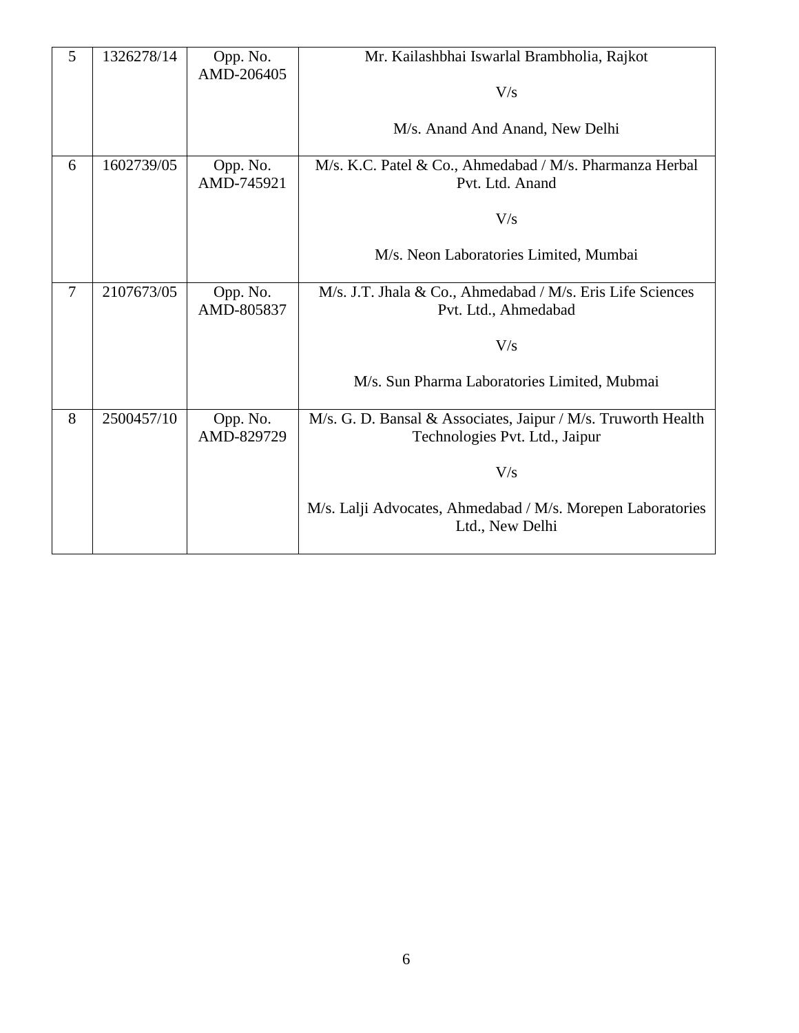| 5 | 1326278/14 | Opp. No. AMD-206405 | Mr. Kailashbhai Iswarlal Brambholia, Rajkot<br><br>V/s<br><br>M/s. Anand And Anand, New Delhi |
|---|---|---|---|
| 6 | 1602739/05 | Opp. No. AMD-745921 | M/s. K.C. Patel & Co., Ahmedabad / M/s. Pharmanza Herbal Pvt. Ltd. Anand<br><br>V/s<br><br>M/s. Neon Laboratories Limited, Mumbai |
| 7 | 2107673/05 | Opp. No. AMD-805837 | M/s. J.T. Jhala & Co., Ahmedabad / M/s. Eris Life Sciences Pvt. Ltd., Ahmedabad<br><br>V/s<br><br>M/s. Sun Pharma Laboratories Limited, Mubmai |
| 8 | 2500457/10 | Opp. No. AMD-829729 | M/s. G. D. Bansal & Associates, Jaipur / M/s. Truworth Health Technologies Pvt. Ltd., Jaipur<br><br>V/s<br><br>M/s. Lalji Advocates, Ahmedabad / M/s. Morepen Laboratories Ltd., New Delhi |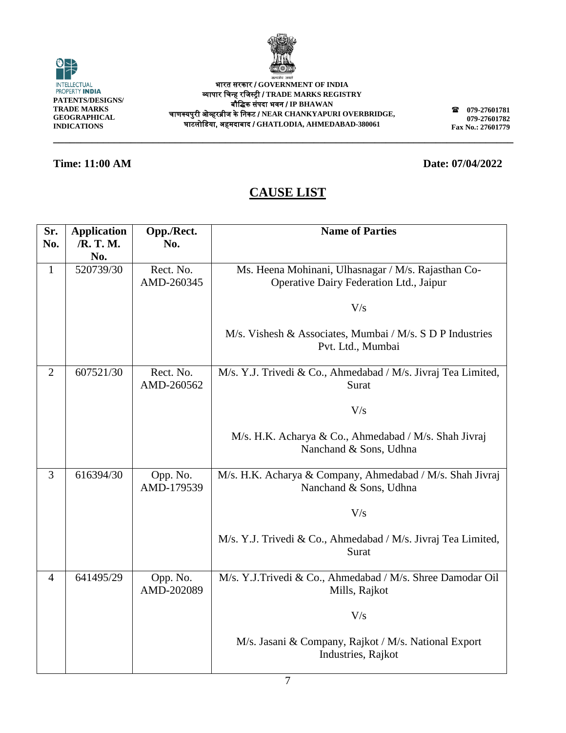INTELLECTUAL PROPERTY INDIA
**PATENTS/DESIGNS/ TRADE MARKS GEOGRAPHICAL INDICATIONS**

**भारत सरकार / GOVERNMENT OF INDIA**
**व्यापार चिन्ह रजिस्ट्री / TRADE MARKS REGISTRY**
**बौद्धिक संपदा भवन / IP BHAWAN**
**चाणक्यपुरी ओव्हरब्रीज के निकट / NEAR CHANKYAPURI OVERBRIDGE,**
**घाटलोडिया, अहमदाबाद / GHATLODIA, AHMEDABAD-380061**

**079-27601781**
**079-27601782**
**Fax No.: 27601779**

**Time: 11:00 AM** **Date: 07/04/2022**

## CAUSE LIST

| Sr. No. | Application /R. T. M. No. | Opp./Rect. No. | Name of Parties |
|---|---|---|---|
| 1 | 520739/30 | Rect. No. AMD-260345 | Ms. Heena Mohinani, Ulhasnagar / M/s. Rajasthan Co-Operative Dairy Federation Ltd., Jaipur<br><br>V/s<br><br>M/s. Vishesh & Associates, Mumbai / M/s. S D P Industries Pvt. Ltd., Mumbai |
| 2 | 607521/30 | Rect. No. AMD-260562 | M/s. Y.J. Trivedi & Co., Ahmedabad / M/s. Jivraj Tea Limited, Surat<br><br>V/s<br><br>M/s. H.K. Acharya & Co., Ahmedabad / M/s. Shah Jivraj Nanchand & Sons, Udhna |
| 3 | 616394/30 | Opp. No. AMD-179539 | M/s. H.K. Acharya & Company, Ahmedabad / M/s. Shah Jivraj Nanchand & Sons, Udhna<br><br>V/s<br><br>M/s. Y.J. Trivedi & Co., Ahmedabad / M/s. Jivraj Tea Limited, Surat |
| 4 | 641495/29 | Opp. No. AMD-202089 | M/s. Y.J.Trivedi & Co., Ahmedabad / M/s. Shree Damodar Oil Mills, Rajkot<br><br>V/s<br><br>M/s. Jasani & Company, Rajkot / M/s. National Export Industries, Rajkot |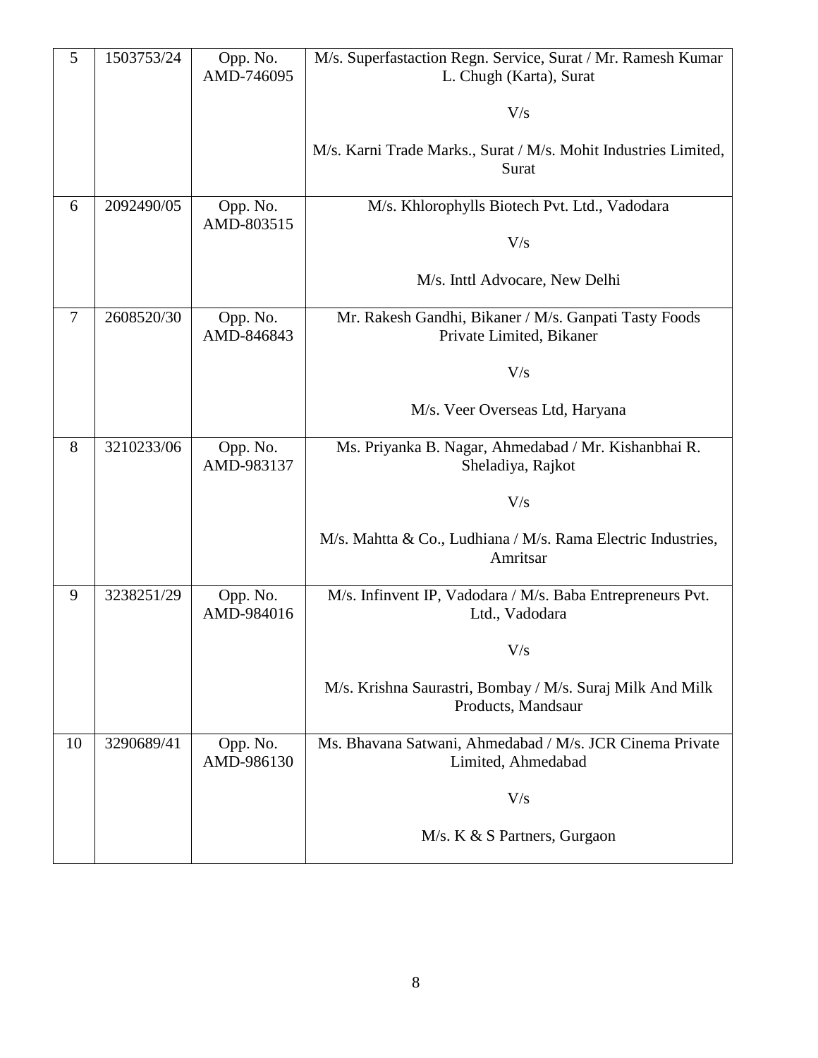| 5 | 1503753/24 | Opp. No. AMD-746095 | M/s. Superfastaction Regn. Service, Surat / Mr. Ramesh Kumar L. Chugh (Karta), Surat<br><br>V/s<br><br>M/s. Karni Trade Marks., Surat / M/s. Mohit Industries Limited, Surat |
|---|---|---|---|
| 6 | 2092490/05 | Opp. No. AMD-803515 | M/s. Khlorophylls Biotech Pvt. Ltd., Vadodara<br><br>V/s<br><br>M/s. Inttl Advocare, New Delhi |
| 7 | 2608520/30 | Opp. No. AMD-846843 | Mr. Rakesh Gandhi, Bikaner / M/s. Ganpati Tasty Foods Private Limited, Bikaner<br><br>V/s<br><br>M/s. Veer Overseas Ltd, Haryana |
| 8 | 3210233/06 | Opp. No. AMD-983137 | Ms. Priyanka B. Nagar, Ahmedabad / Mr. Kishanbhai R. Sheladiya, Rajkot<br><br>V/s<br><br>M/s. Mahtta & Co., Ludhiana / M/s. Rama Electric Industries, Amritsar |
| 9 | 3238251/29 | Opp. No. AMD-984016 | M/s. Infinvent IP, Vadodara / M/s. Baba Entrepreneurs Pvt. Ltd., Vadodara<br><br>V/s<br><br>M/s. Krishna Saurastri, Bombay / M/s. Suraj Milk And Milk Products, Mandsaur |
| 10 | 3290689/41 | Opp. No. AMD-986130 | Ms. Bhavana Satwani, Ahmedabad / M/s. JCR Cinema Private Limited, Ahmedabad<br><br>V/s<br><br>M/s. K & S Partners, Gurgaon |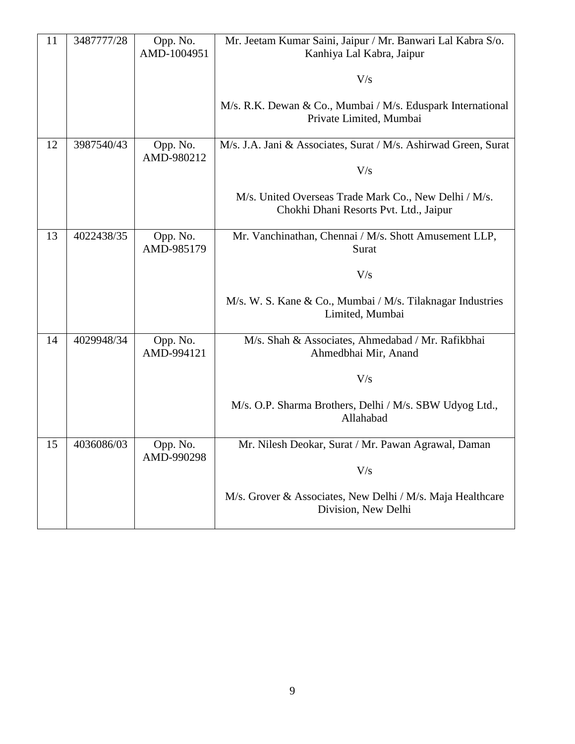| 11 | 3487777/28 | Opp. No. AMD-1004951 | Mr. Jeetam Kumar Saini, Jaipur / Mr. Banwari Lal Kabra S/o. Kanhiya Lal Kabra, Jaipur<br><br>V/s<br><br>M/s. R.K. Dewan & Co., Mumbai / M/s. Eduspark International Private Limited, Mumbai |
|---|---|---|---|
| 12 | 3987540/43 | Opp. No. AMD-980212 | M/s. J.A. Jani & Associates, Surat / M/s. Ashirwad Green, Surat<br><br>V/s<br><br>M/s. United Overseas Trade Mark Co., New Delhi / M/s. Chokhi Dhani Resorts Pvt. Ltd., Jaipur |
| 13 | 4022438/35 | Opp. No. AMD-985179 | Mr. Vanchinathan, Chennai / M/s. Shott Amusement LLP, Surat<br><br>V/s<br><br>M/s. W. S. Kane & Co., Mumbai / M/s. Tilaknagar Industries Limited, Mumbai |
| 14 | 4029948/34 | Opp. No. AMD-994121 | M/s. Shah & Associates, Ahmedabad / Mr. Rafikbhai Ahmedbhai Mir, Anand<br><br>V/s<br><br>M/s. O.P. Sharma Brothers, Delhi / M/s. SBW Udyog Ltd., Allahabad |
| 15 | 4036086/03 | Opp. No. AMD-990298 | Mr. Nilesh Deokar, Surat / Mr. Pawan Agrawal, Daman<br><br>V/s<br><br>M/s. Grover & Associates, New Delhi / M/s. Maja Healthcare Division, New Delhi |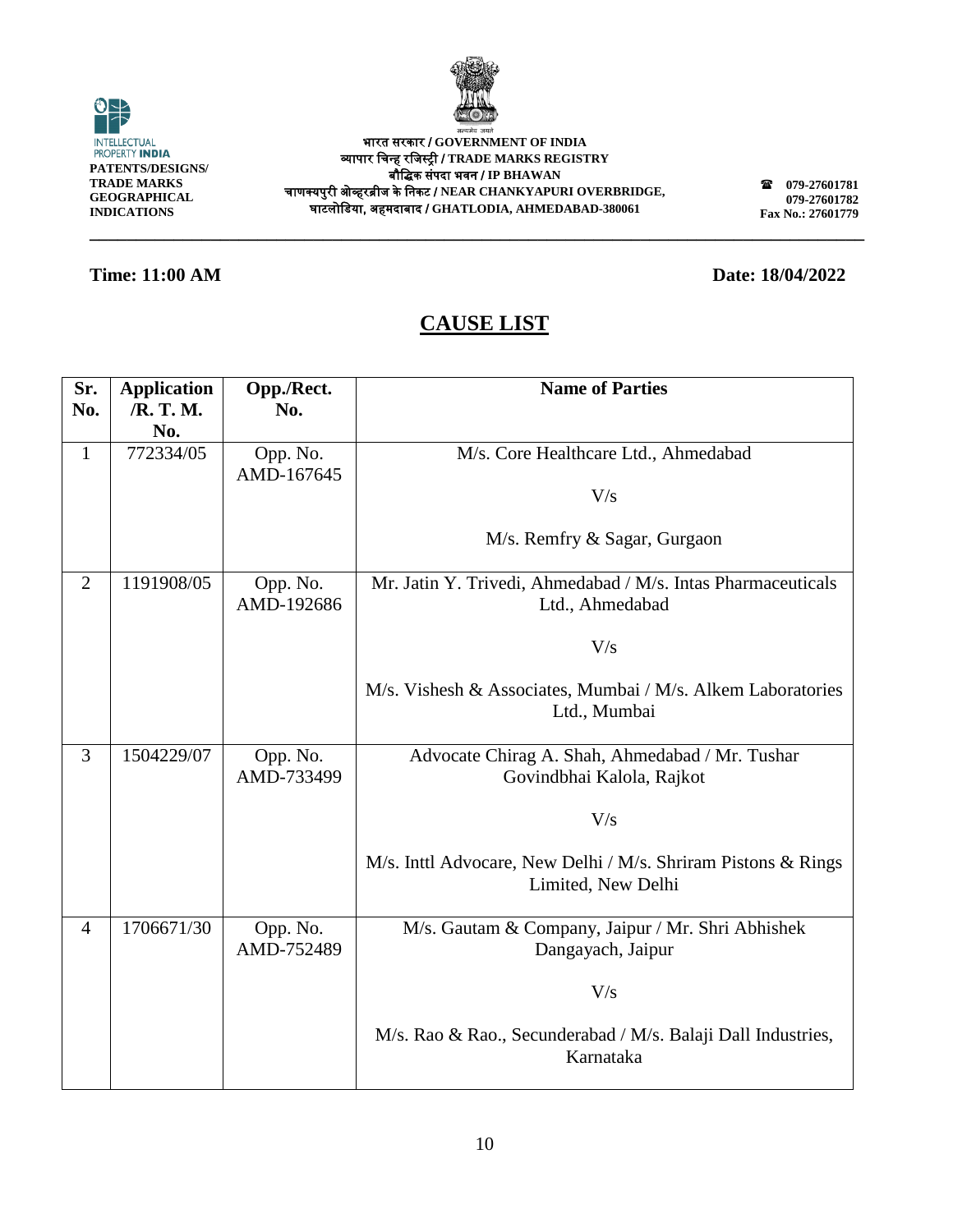INTELLECTUAL PROPERTY INDIA
**PATENTS/DESIGNS/ TRADE MARKS GEOGRAPHICAL INDICATIONS**

**भारत सरकार / GOVERNMENT OF INDIA**
**व्यापार चिन्ह रजिस्ट्री / TRADE MARKS REGISTRY**
**बौद्धिक संपदा भवन / IP BHAWAN**
**चाणक्यपुरी ओव्हरब्रीज के निकट / NEAR CHANKYAPURI OVERBRIDGE,**
**घाटलोडिया, अहमदाबाद / GHATLODIA, AHMEDABAD-380061**

**079-27601781**
**079-27601782**
**Fax No.: 27601779**

**Time: 11:00 AM** **Date: 18/04/2022**

## CAUSE LIST

| Sr. No. | Application /R. T. M. No. | Opp./Rect. No. | Name of Parties |
|---|---|---|---|
| 1 | 772334/05 | Opp. No. AMD-167645 | M/s. Core Healthcare Ltd., Ahmedabad<br><br>V/s<br><br>M/s. Remfry & Sagar, Gurgaon |
| 2 | 1191908/05 | Opp. No. AMD-192686 | Mr. Jatin Y. Trivedi, Ahmedabad / M/s. Intas Pharmaceuticals Ltd., Ahmedabad<br><br>V/s<br><br>M/s. Vishesh & Associates, Mumbai / M/s. Alkem Laboratories Ltd., Mumbai |
| 3 | 1504229/07 | Opp. No. AMD-733499 | Advocate Chirag A. Shah, Ahmedabad / Mr. Tushar Govindbhai Kalola, Rajkot<br><br>V/s<br><br>M/s. Inttl Advocare, New Delhi / M/s. Shriram Pistons & Rings Limited, New Delhi |
| 4 | 1706671/30 | Opp. No. AMD-752489 | M/s. Gautam & Company, Jaipur / Mr. Shri Abhishek Dangayach, Jaipur<br><br>V/s<br><br>M/s. Rao & Rao., Secunderabad / M/s. Balaji Dall Industries, Karnataka |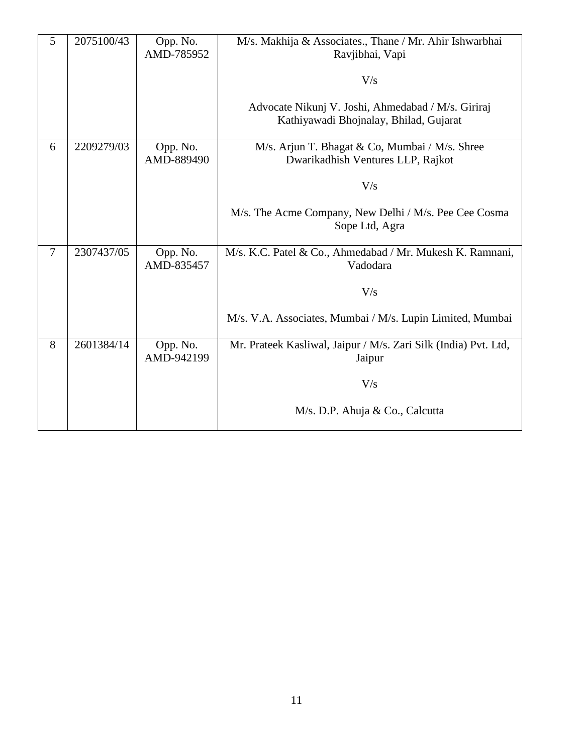| 5 | 2075100/43 | Opp. No. AMD-785952 | M/s. Makhija & Associates., Thane / Mr. Ahir Ishwarbhai Ravjibhai, Vapi<br><br>V/s<br><br>Advocate Nikunj V. Joshi, Ahmedabad / M/s. Giriraj Kathiyawadi Bhojnalay, Bhilad, Gujarat |
|---|---|---|---|
| 6 | 2209279/03 | Opp. No. AMD-889490 | M/s. Arjun T. Bhagat & Co, Mumbai / M/s. Shree Dwarikadhish Ventures LLP, Rajkot<br><br>V/s<br><br>M/s. The Acme Company, New Delhi / M/s. Pee Cee Cosma Sope Ltd, Agra |
| 7 | 2307437/05 | Opp. No. AMD-835457 | M/s. K.C. Patel & Co., Ahmedabad / Mr. Mukesh K. Ramnani, Vadodara<br><br>V/s<br><br>M/s. V.A. Associates, Mumbai / M/s. Lupin Limited, Mumbai |
| 8 | 2601384/14 | Opp. No. AMD-942199 | Mr. Prateek Kasliwal, Jaipur / M/s. Zari Silk (India) Pvt. Ltd, Jaipur<br><br>V/s<br><br>M/s. D.P. Ahuja & Co., Calcutta |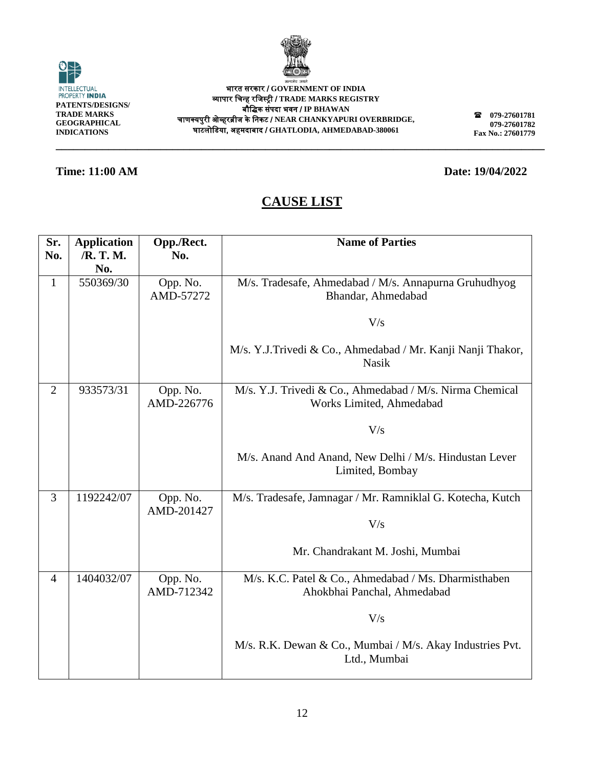INTELLECTUAL PROPERTY INDIA
PATENTS/DESIGNS/ TRADE MARKS GEOGRAPHICAL INDICATIONS

भारत सरकार / GOVERNMENT OF INDIA
व्यापार चिन्ह रजिस्ट्री / TRADE MARKS REGISTRY
बौद्धिक संपदा भवन / IP BHAWAN
चाणक्यपुरी ओव्हरब्रीज के निकट / NEAR CHANKYAPURI OVERBRIDGE,
घाटलोडिया, अहमदाबाद / GHATLODIA, AHMEDABAD-380061

079-27601781
079-27601782
Fax No.: 27601779

**Time: 11:00 AM** **Date: 19/04/2022**

# CAUSE LIST

| Sr. No. | Application /R. T. M. No. | Opp./Rect. No. | Name of Parties |
|---|---|---|---|
| 1 | 550369/30 | Opp. No. AMD-57272 | M/s. Tradesafe, Ahmedabad / M/s. Annapurna Gruhudhyog Bhandar, Ahmedabad<br><br>V/s<br><br>M/s. Y.J.Trivedi & Co., Ahmedabad / Mr. Kanji Nanji Thakor, Nasik |
| 2 | 933573/31 | Opp. No. AMD-226776 | M/s. Y.J. Trivedi & Co., Ahmedabad / M/s. Nirma Chemical Works Limited, Ahmedabad<br><br>V/s<br><br>M/s. Anand And Anand, New Delhi / M/s. Hindustan Lever Limited, Bombay |
| 3 | 1192242/07 | Opp. No. AMD-201427 | M/s. Tradesafe, Jamnagar / Mr. Ramniklal G. Kotecha, Kutch<br><br>V/s<br><br>Mr. Chandrakant M. Joshi, Mumbai |
| 4 | 1404032/07 | Opp. No. AMD-712342 | M/s. K.C. Patel & Co., Ahmedabad / Ms. Dharmisthaben Ahokbhai Panchal, Ahmedabad<br><br>V/s<br><br>M/s. R.K. Dewan & Co., Mumbai / M/s. Akay Industries Pvt. Ltd., Mumbai |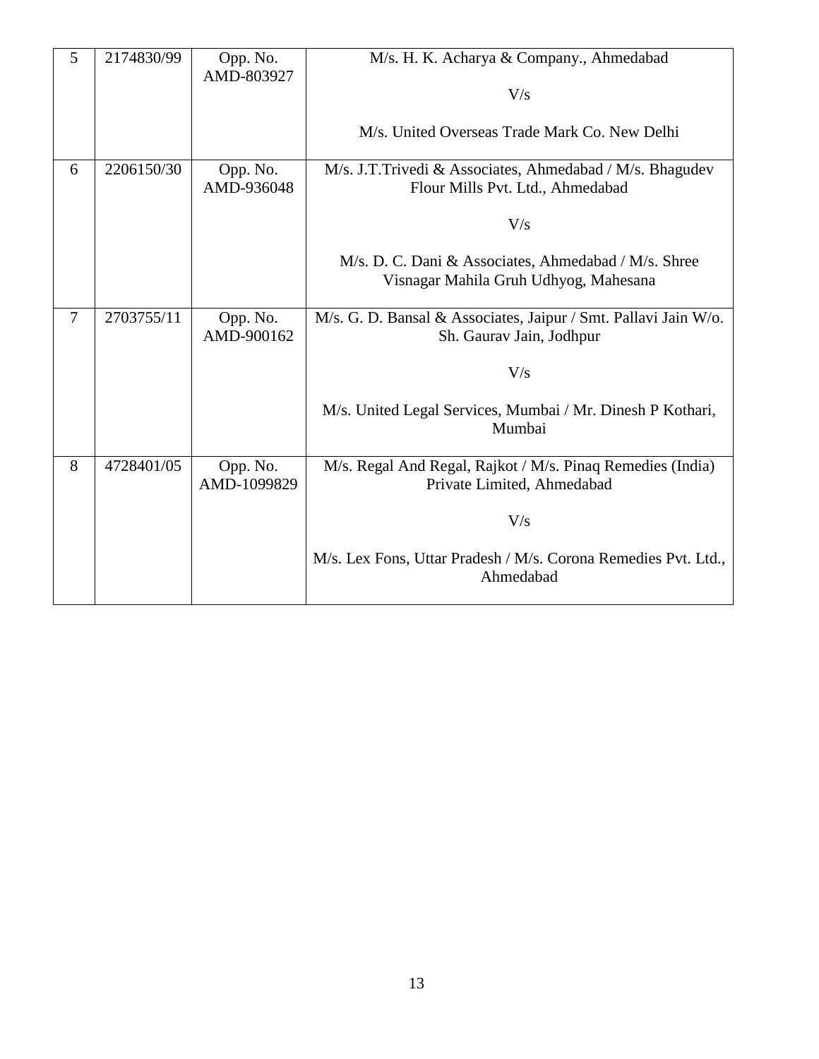| 5 | 2174830/99 | Opp. No. AMD-803927 | M/s. H. K. Acharya & Company., Ahmedabad<br><br>V/s<br><br>M/s. United Overseas Trade Mark Co. New Delhi |
|---|---|---|---|
| 6 | 2206150/30 | Opp. No. AMD-936048 | M/s. J.T.Trivedi & Associates, Ahmedabad / M/s. Bhagudev Flour Mills Pvt. Ltd., Ahmedabad<br><br>V/s<br><br>M/s. D. C. Dani & Associates, Ahmedabad / M/s. Shree Visnagar Mahila Gruh Udhyog, Mahesana |
| 7 | 2703755/11 | Opp. No. AMD-900162 | M/s. G. D. Bansal & Associates, Jaipur / Smt. Pallavi Jain W/o. Sh. Gaurav Jain, Jodhpur<br><br>V/s<br><br>M/s. United Legal Services, Mumbai / Mr. Dinesh P Kothari, Mumbai |
| 8 | 4728401/05 | Opp. No. AMD-1099829 | M/s. Regal And Regal, Rajkot / M/s. Pinaq Remedies (India) Private Limited, Ahmedabad<br><br>V/s<br><br>M/s. Lex Fons, Uttar Pradesh / M/s. Corona Remedies Pvt. Ltd., Ahmedabad |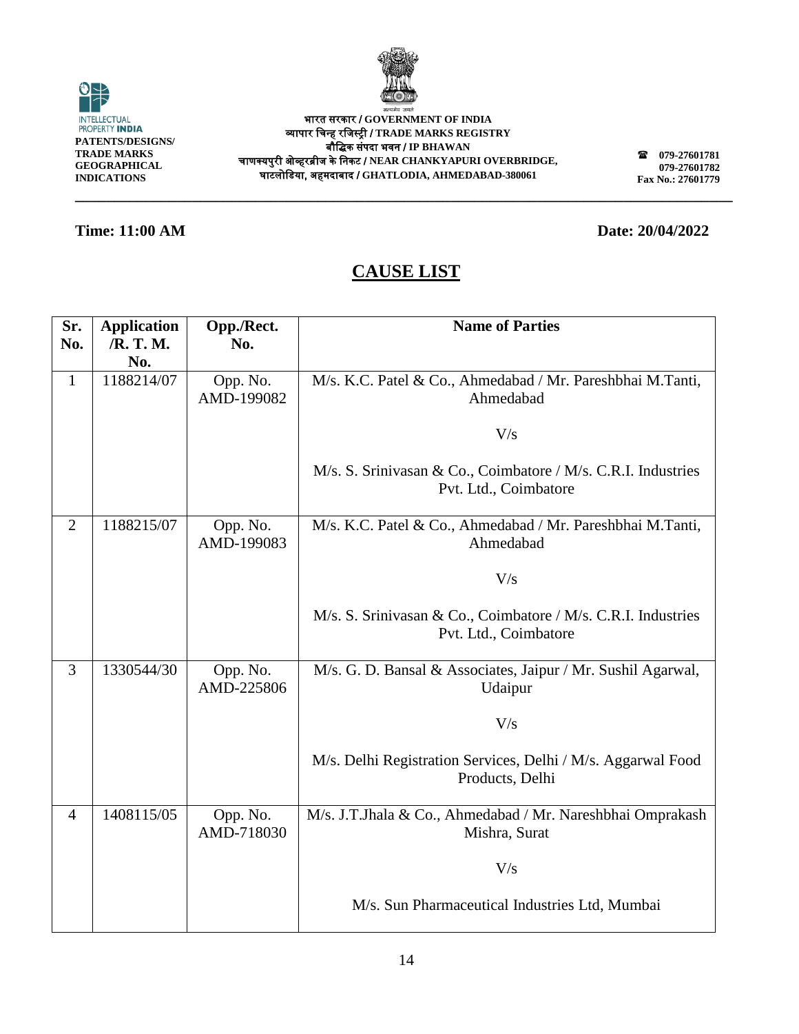INTELLECTUAL PROPERTY INDIA
**PATENTS/DESIGNS/ TRADE MARKS GEOGRAPHICAL INDICATIONS**

**भारत सरकार / GOVERNMENT OF INDIA**
**व्यापार चिन्ह रजिस्ट्री / TRADE MARKS REGISTRY**
**बौद्धिक संपदा भवन / IP BHAWAN**
**चाणक्यपुरी ओव्हरब्रीज के निकट / NEAR CHANKYAPURI OVERBRIDGE,**
**घाटलोडिया, अहमदाबाद / GHATLODIA, AHMEDABAD-380061**

**079-27601781**
**079-27601782**
**Fax No.: 27601779**

**Time: 11:00 AM** **Date: 20/04/2022**

## CAUSE LIST

| Sr. No. | Application /R. T. M. No. | Opp./Rect. No. | Name of Parties |
|---|---|---|---|
| 1 | 1188214/07 | Opp. No. AMD-199082 | M/s. K.C. Patel & Co., Ahmedabad / Mr. Pareshbhai M.Tanti, Ahmedabad<br><br>V/s<br><br>M/s. S. Srinivasan & Co., Coimbatore / M/s. C.R.I. Industries Pvt. Ltd., Coimbatore |
| 2 | 1188215/07 | Opp. No. AMD-199083 | M/s. K.C. Patel & Co., Ahmedabad / Mr. Pareshbhai M.Tanti, Ahmedabad<br><br>V/s<br><br>M/s. S. Srinivasan & Co., Coimbatore / M/s. C.R.I. Industries Pvt. Ltd., Coimbatore |
| 3 | 1330544/30 | Opp. No. AMD-225806 | M/s. G. D. Bansal & Associates, Jaipur / Mr. Sushil Agarwal, Udaipur<br><br>V/s<br><br>M/s. Delhi Registration Services, Delhi / M/s. Aggarwal Food Products, Delhi |
| 4 | 1408115/05 | Opp. No. AMD-718030 | M/s. J.T.Jhala & Co., Ahmedabad / Mr. Nareshbhai Omprakash Mishra, Surat<br><br>V/s<br><br>M/s. Sun Pharmaceutical Industries Ltd, Mumbai |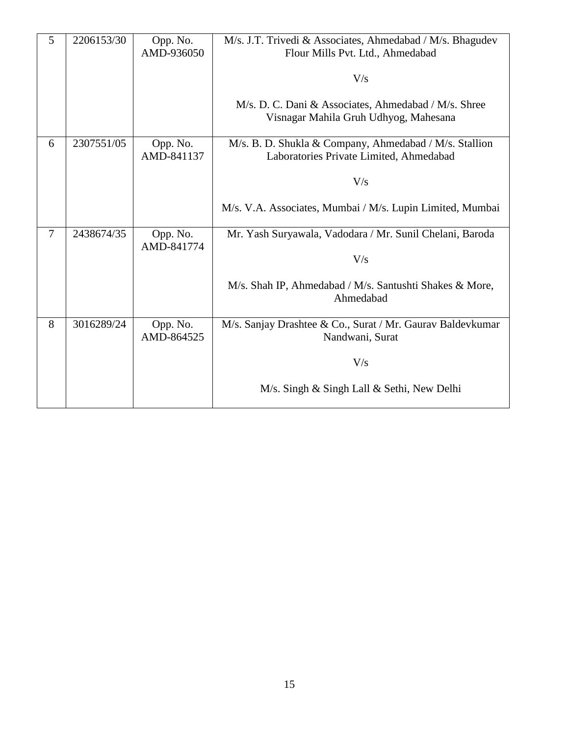| 5 | 2206153/30 | Opp. No. AMD-936050 | M/s. J.T. Trivedi & Associates, Ahmedabad / M/s. Bhagudev Flour Mills Pvt. Ltd., Ahmedabad<br><br>V/s<br><br>M/s. D. C. Dani & Associates, Ahmedabad / M/s. Shree Visnagar Mahila Gruh Udhyog, Mahesana |
|---|---|---|---|
| 6 | 2307551/05 | Opp. No. AMD-841137 | M/s. B. D. Shukla & Company, Ahmedabad / M/s. Stallion Laboratories Private Limited, Ahmedabad<br><br>V/s<br><br>M/s. V.A. Associates, Mumbai / M/s. Lupin Limited, Mumbai |
| 7 | 2438674/35 | Opp. No. AMD-841774 | Mr. Yash Suryawala, Vadodara / Mr. Sunil Chelani, Baroda<br><br>V/s<br><br>M/s. Shah IP, Ahmedabad / M/s. Santushti Shakes & More, Ahmedabad |
| 8 | 3016289/24 | Opp. No. AMD-864525 | M/s. Sanjay Drashtee & Co., Surat / Mr. Gaurav Baldevkumar Nandwani, Surat<br><br>V/s<br><br>M/s. Singh & Singh Lall & Sethi, New Delhi |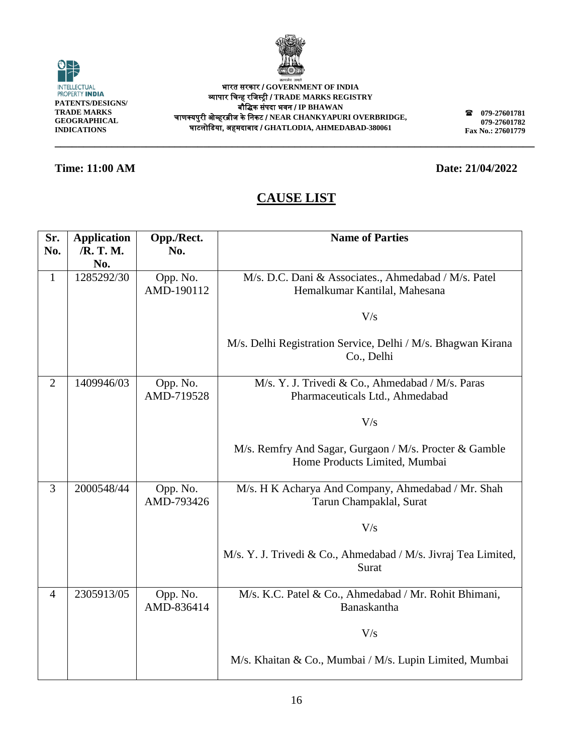INTELLECTUAL PROPERTY INDIA
**PATENTS/DESIGNS/ TRADE MARKS GEOGRAPHICAL INDICATIONS**

भारत सरकार / **GOVERNMENT OF INDIA**
व्यापार चिन्ह रजिस्ट्री / **TRADE MARKS REGISTRY**
बौद्धिक संपदा भवन / **IP BHAWAN**
चाणक्यपुरी ओव्हरब्रीज के निकट / **NEAR CHANKYAPURI OVERBRIDGE,**
घाटलोडिया, अहमदाबाद / **GHATLODIA, AHMEDABAD-380061**

**079-27601781**
**079-27601782**
**Fax No.: 27601779**

**Time: 11:00 AM** **Date: 21/04/2022**

# CAUSE LIST

| Sr. No. | Application /R. T. M. No. | Opp./Rect. No. | Name of Parties |
|---|---|---|---|
| 1 | 1285292/30 | Opp. No. AMD-190112 | M/s. D.C. Dani & Associates., Ahmedabad / M/s. Patel Hemalkumar Kantilal, Mahesana<br><br>V/s<br><br>M/s. Delhi Registration Service, Delhi / M/s. Bhagwan Kirana Co., Delhi |
| 2 | 1409946/03 | Opp. No. AMD-719528 | M/s. Y. J. Trivedi & Co., Ahmedabad / M/s. Paras Pharmaceuticals Ltd., Ahmedabad<br><br>V/s<br><br>M/s. Remfry And Sagar, Gurgaon / M/s. Procter & Gamble Home Products Limited, Mumbai |
| 3 | 2000548/44 | Opp. No. AMD-793426 | M/s. H K Acharya And Company, Ahmedabad / Mr. Shah Tarun Champaklal, Surat<br><br>V/s<br><br>M/s. Y. J. Trivedi & Co., Ahmedabad / M/s. Jivraj Tea Limited, Surat |
| 4 | 2305913/05 | Opp. No. AMD-836414 | M/s. K.C. Patel & Co., Ahmedabad / Mr. Rohit Bhimani, Banaskantha<br><br>V/s<br><br>M/s. Khaitan & Co., Mumbai / M/s. Lupin Limited, Mumbai |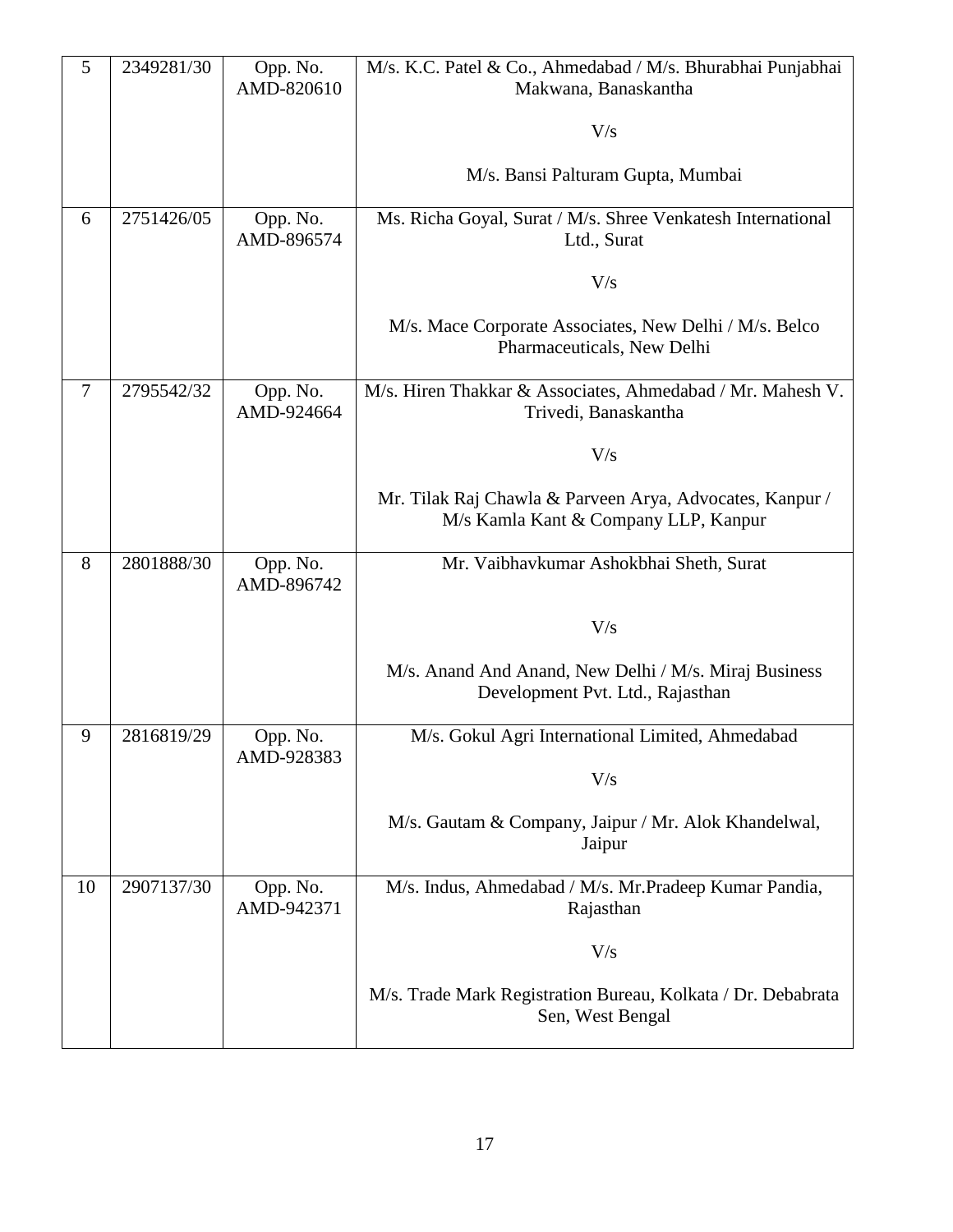| 5 | 2349281/30 | Opp. No. AMD-820610 | M/s. K.C. Patel & Co., Ahmedabad / M/s. Bhurabhai Punjabhai Makwana, Banaskantha<br><br>V/s<br><br>M/s. Bansi Palturam Gupta, Mumbai |
|---|---|---|---|
| 6 | 2751426/05 | Opp. No. AMD-896574 | Ms. Richa Goyal, Surat / M/s. Shree Venkatesh International Ltd., Surat<br><br>V/s<br><br>M/s. Mace Corporate Associates, New Delhi / M/s. Belco Pharmaceuticals, New Delhi |
| 7 | 2795542/32 | Opp. No. AMD-924664 | M/s. Hiren Thakkar & Associates, Ahmedabad / Mr. Mahesh V. Trivedi, Banaskantha<br><br>V/s<br><br>Mr. Tilak Raj Chawla & Parveen Arya, Advocates, Kanpur / M/s Kamla Kant & Company LLP, Kanpur |
| 8 | 2801888/30 | Opp. No. AMD-896742 | Mr. Vaibhavkumar Ashokbhai Sheth, Surat<br><br>V/s<br><br>M/s. Anand And Anand, New Delhi / M/s. Miraj Business Development Pvt. Ltd., Rajasthan |
| 9 | 2816819/29 | Opp. No. AMD-928383 | M/s. Gokul Agri International Limited, Ahmedabad<br><br>V/s<br><br>M/s. Gautam & Company, Jaipur / Mr. Alok Khandelwal, Jaipur |
| 10 | 2907137/30 | Opp. No. AMD-942371 | M/s. Indus, Ahmedabad / M/s. Mr.Pradeep Kumar Pandia, Rajasthan<br><br>V/s<br><br>M/s. Trade Mark Registration Bureau, Kolkata / Dr. Debabrata Sen, West Bengal |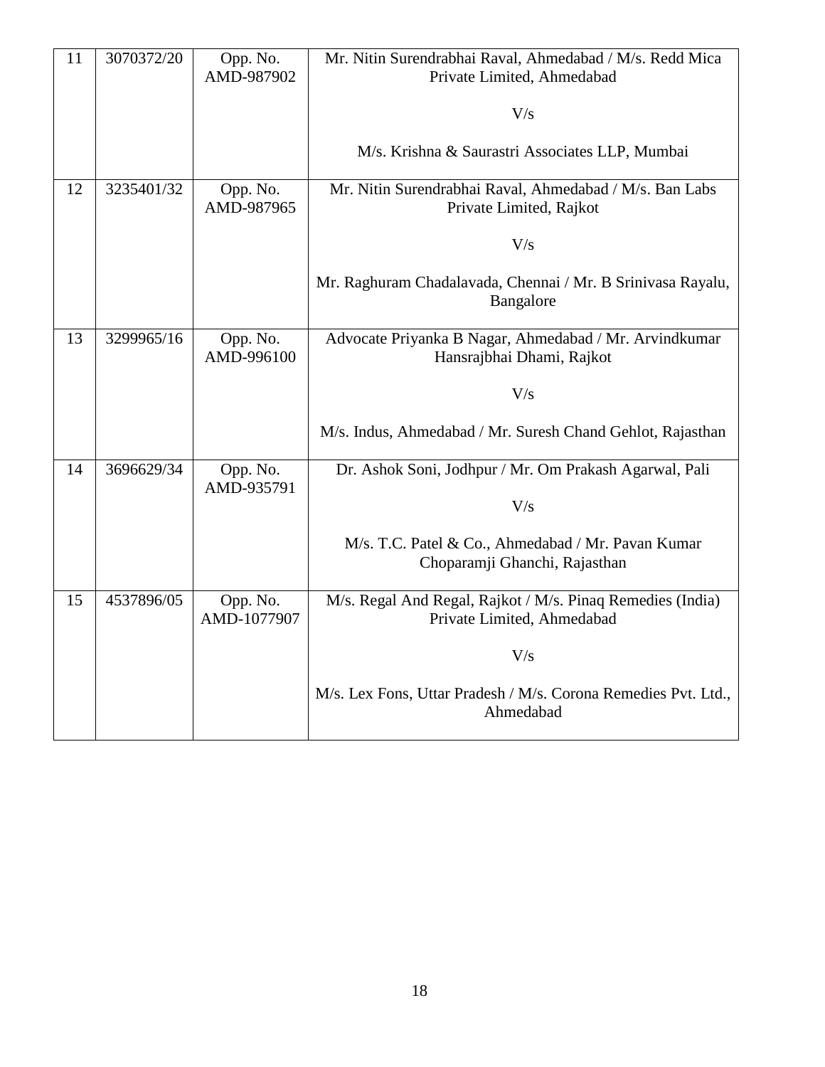| | | | |
|---|---|---|---|
| 11 | 3070372/20 | Opp. No. AMD-987902 | Mr. Nitin Surendrabhai Raval, Ahmedabad / M/s. Redd Mica Private Limited, Ahmedabad<br><br>V/s<br><br>M/s. Krishna & Saurastri Associates LLP, Mumbai |
| 12 | 3235401/32 | Opp. No. AMD-987965 | Mr. Nitin Surendrabhai Raval, Ahmedabad / M/s. Ban Labs Private Limited, Rajkot<br><br>V/s<br><br>Mr. Raghuram Chadalavada, Chennai / Mr. B Srinivasa Rayalu, Bangalore |
| 13 | 3299965/16 | Opp. No. AMD-996100 | Advocate Priyanka B Nagar, Ahmedabad / Mr. Arvindkumar Hansrajbhai Dhami, Rajkot<br><br>V/s<br><br>M/s. Indus, Ahmedabad / Mr. Suresh Chand Gehlot, Rajasthan |
| 14 | 3696629/34 | Opp. No. AMD-935791 | Dr. Ashok Soni, Jodhpur / Mr. Om Prakash Agarwal, Pali<br><br>V/s<br><br>M/s. T.C. Patel & Co., Ahmedabad / Mr. Pavan Kumar Choparamji Ghanchi, Rajasthan |
| 15 | 4537896/05 | Opp. No. AMD-1077907 | M/s. Regal And Regal, Rajkot / M/s. Pinaq Remedies (India) Private Limited, Ahmedabad<br><br>V/s<br><br>M/s. Lex Fons, Uttar Pradesh / M/s. Corona Remedies Pvt. Ltd., Ahmedabad |